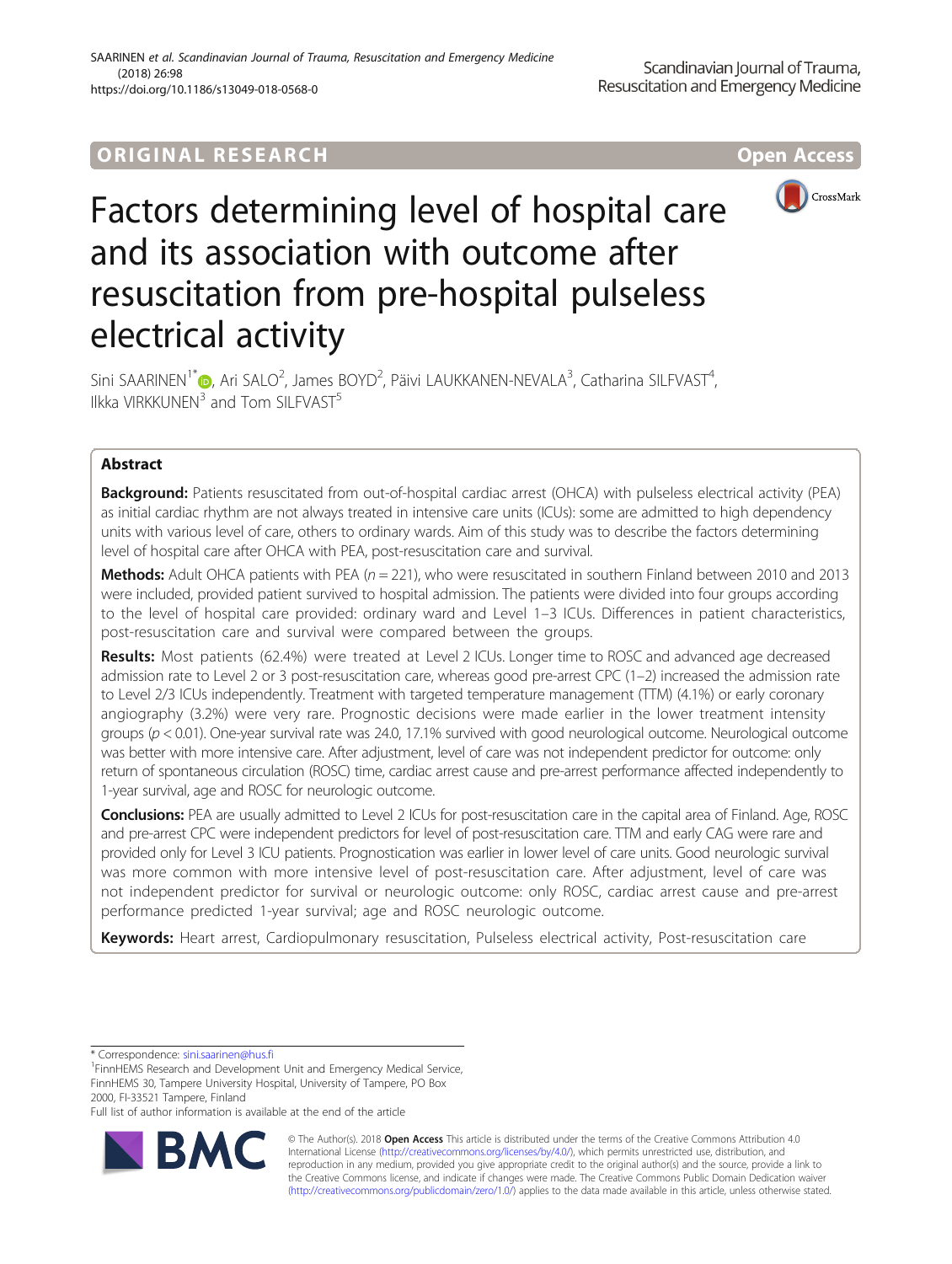ORIGINAL RESEARCH

Open Access

# Factors determining level of hospital care and its association with outcome after resuscitation from pre-hospital pulseless electrical activity

Sini SAARINEN[1*], Ari SALO[2], James BOYD[2], Päivi LAUKKANEN-NEVALA[3], Catharina SILFVAST[4], Ilkka VIRKKUNEN[3] and Tom SILFVAST[5]

## Abstract

**Background:** Patients resuscitated from out-of-hospital cardiac arrest (OHCA) with pulseless electrical activity (PEA) as initial cardiac rhythm are not always treated in intensive care units (ICUs): some are admitted to high dependency units with various level of care, others to ordinary wards. Aim of this study was to describe the factors determining level of hospital care after OHCA with PEA, post-resuscitation care and survival.

**Methods:** Adult OHCA patients with PEA ($n = 221$), who were resuscitated in southern Finland between 2010 and 2013 were included, provided patient survived to hospital admission. The patients were divided into four groups according to the level of hospital care provided: ordinary ward and Level 1–3 ICUs. Differences in patient characteristics, post-resuscitation care and survival were compared between the groups.

**Results:** Most patients (62.4%) were treated at Level 2 ICUs. Longer time to ROSC and advanced age decreased admission rate to Level 2 or 3 post-resuscitation care, whereas good pre-arrest CPC (1–2) increased the admission rate to Level 2/3 ICUs independently. Treatment with targeted temperature management (TTM) (4.1%) or early coronary angiography (3.2%) were very rare. Prognostic decisions were made earlier in the lower treatment intensity groups ($p < 0.01$). One-year survival rate was 24.0, 17.1% survived with good neurological outcome. Neurological outcome was better with more intensive care. After adjustment, level of care was not independent predictor for outcome: only return of spontaneous circulation (ROSC) time, cardiac arrest cause and pre-arrest performance affected independently to 1-year survival, age and ROSC for neurologic outcome.

**Conclusions:** PEA are usually admitted to Level 2 ICUs for post-resuscitation care in the capital area of Finland. Age, ROSC and pre-arrest CPC were independent predictors for level of post-resuscitation care. TTM and early CAG were rare and provided only for Level 3 ICU patients. Prognostication was earlier in lower level of care units. Good neurologic survival was more common with more intensive level of post-resuscitation care. After adjustment, level of care was not independent predictor for survival or neurologic outcome: only ROSC, cardiac arrest cause and pre-arrest performance predicted 1-year survival; age and ROSC neurologic outcome.

**Keywords:** Heart arrest, Cardiopulmonary resuscitation, Pulseless electrical activity, Post-resuscitation care

---

* Correspondence: sini.saarinen@hus.fi
[1]FinnHEMS Research and Development Unit and Emergency Medical Service, FinnHEMS 30, Tampere University Hospital, University of Tampere, PO Box 2000, FI-33521 Tampere, Finland
Full list of author information is available at the end of the article

© The Author(s). 2018 **Open Access** This article is distributed under the terms of the Creative Commons Attribution 4.0 International License (http://creativecommons.org/licenses/by/4.0/), which permits unrestricted use, distribution, and reproduction in any medium, provided you give appropriate credit to the original author(s) and the source, provide a link to the Creative Commons license, and indicate if changes were made. The Creative Commons Public Domain Dedication waiver (http://creativecommons.org/publicdomain/zero/1.0/) applies to the data made available in this article, unless otherwise stated.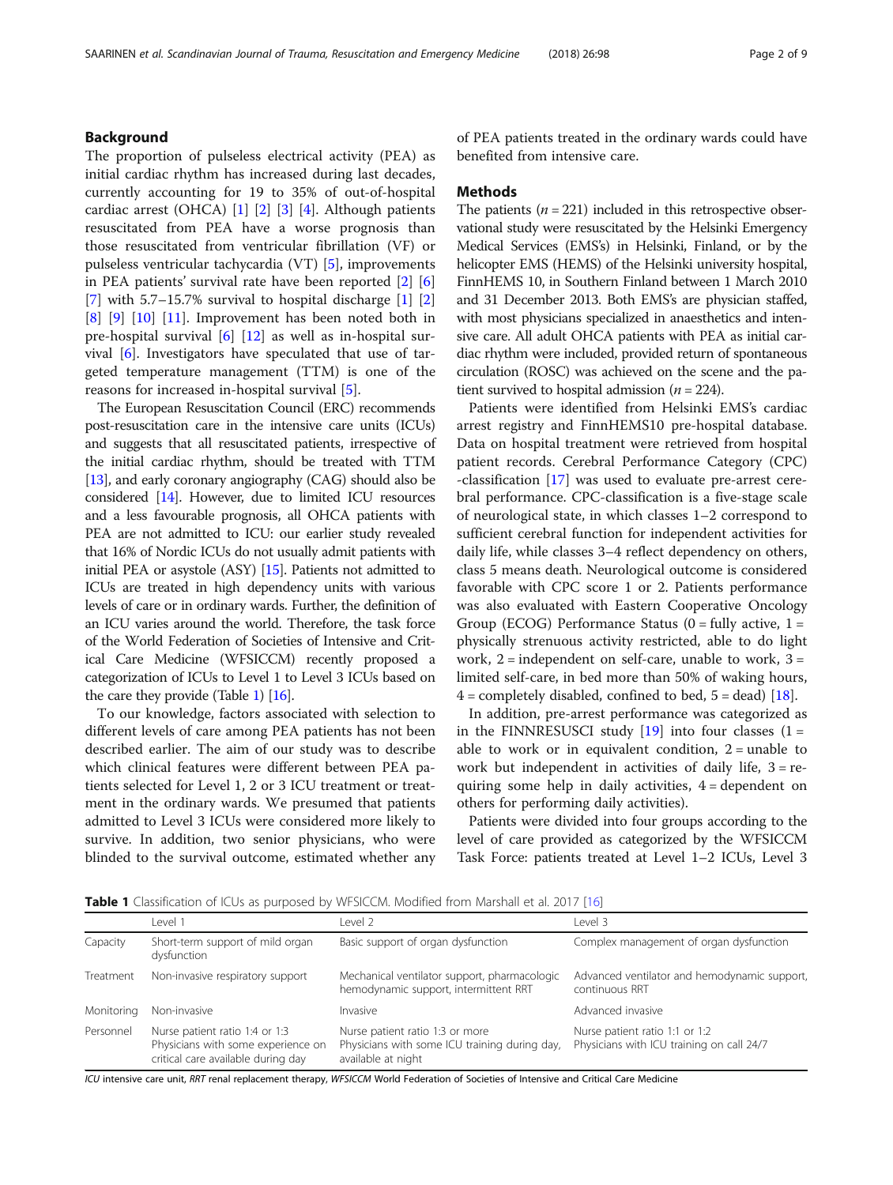## Background

The proportion of pulseless electrical activity (PEA) as initial cardiac rhythm has increased during last decades, currently accounting for 19 to 35% of out-of-hospital cardiac arrest (OHCA) [1] [2] [3] [4]. Although patients resuscitated from PEA have a worse prognosis than those resuscitated from ventricular fibrillation (VF) or pulseless ventricular tachycardia (VT) [5], improvements in PEA patients' survival rate have been reported [2] [6] [7] with 5.7–15.7% survival to hospital discharge [1] [2] [8] [9] [10] [11]. Improvement has been noted both in pre-hospital survival [6] [12] as well as in-hospital survival [6]. Investigators have speculated that use of targeted temperature management (TTM) is one of the reasons for increased in-hospital survival [5].

The European Resuscitation Council (ERC) recommends post-resuscitation care in the intensive care units (ICUs) and suggests that all resuscitated patients, irrespective of the initial cardiac rhythm, should be treated with TTM [13], and early coronary angiography (CAG) should also be considered [14]. However, due to limited ICU resources and a less favourable prognosis, all OHCA patients with PEA are not admitted to ICU: our earlier study revealed that 16% of Nordic ICUs do not usually admit patients with initial PEA or asystole (ASY) [15]. Patients not admitted to ICUs are treated in high dependency units with various levels of care or in ordinary wards. Further, the definition of an ICU varies around the world. Therefore, the task force of the World Federation of Societies of Intensive and Critical Care Medicine (WFSICCM) recently proposed a categorization of ICUs to Level 1 to Level 3 ICUs based on the care they provide (Table 1) [16].

To our knowledge, factors associated with selection to different levels of care among PEA patients has not been described earlier. The aim of our study was to describe which clinical features were different between PEA patients selected for Level 1, 2 or 3 ICU treatment or treatment in the ordinary wards. We presumed that patients admitted to Level 3 ICUs were considered more likely to survive. In addition, two senior physicians, who were blinded to the survival outcome, estimated whether any of PEA patients treated in the ordinary wards could have benefited from intensive care.

## Methods

The patients ($n = 221$) included in this retrospective observational study were resuscitated by the Helsinki Emergency Medical Services (EMS's) in Helsinki, Finland, or by the helicopter EMS (HEMS) of the Helsinki university hospital, FinnHEMS 10, in Southern Finland between 1 March 2010 and 31 December 2013. Both EMS's are physician staffed, with most physicians specialized in anaesthetics and intensive care. All adult OHCA patients with PEA as initial cardiac rhythm were included, provided return of spontaneous circulation (ROSC) was achieved on the scene and the patient survived to hospital admission ($n = 224$).

Patients were identified from Helsinki EMS's cardiac arrest registry and FinnHEMS10 pre-hospital database. Data on hospital treatment were retrieved from hospital patient records. Cerebral Performance Category (CPC) -classification [17] was used to evaluate pre-arrest cerebral performance. CPC-classification is a five-stage scale of neurological state, in which classes 1–2 correspond to sufficient cerebral function for independent activities for daily life, while classes 3–4 reflect dependency on others, class 5 means death. Neurological outcome is considered favorable with CPC score 1 or 2. Patients performance was also evaluated with Eastern Cooperative Oncology Group (ECOG) Performance Status (0 = fully active, 1 = physically strenuous activity restricted, able to do light work, 2 = independent on self-care, unable to work, 3 = limited self-care, in bed more than 50% of waking hours, 4 = completely disabled, confined to bed, 5 = dead) [18].

In addition, pre-arrest performance was categorized as in the FINNRESUSCI study [19] into four classes (1 = able to work or in equivalent condition, 2 = unable to work but independent in activities of daily life, 3 = requiring some help in daily activities, 4 = dependent on others for performing daily activities).

Patients were divided into four groups according to the level of care provided as categorized by the WFSICCM Task Force: patients treated at Level 1–2 ICUs, Level 3

**Table 1** Classification of ICUs as purposed by WFSICCM. Modified from Marshall et al. 2017 [16]

| | Level 1 | Level 2 | Level 3 |
|---|---|---|---|
| Capacity | Short-term support of mild organ dysfunction | Basic support of organ dysfunction | Complex management of organ dysfunction |
| Treatment | Non-invasive respiratory support | Mechanical ventilator support, pharmacologic hemodynamic support, intermittent RRT | Advanced ventilator and hemodynamic support, continuous RRT |
| Monitoring | Non-invasive | Invasive | Advanced invasive |
| Personnel | Nurse patient ratio 1:4 or 1:3 Physicians with some experience on critical care available during day | Nurse patient ratio 1:3 or more Physicians with some ICU training during day, available at night | Nurse patient ratio 1:1 or 1:2 Physicians with ICU training on call 24/7 |

*ICU* intensive care unit, *RRT* renal replacement therapy, *WFSICCM* World Federation of Societies of Intensive and Critical Care Medicine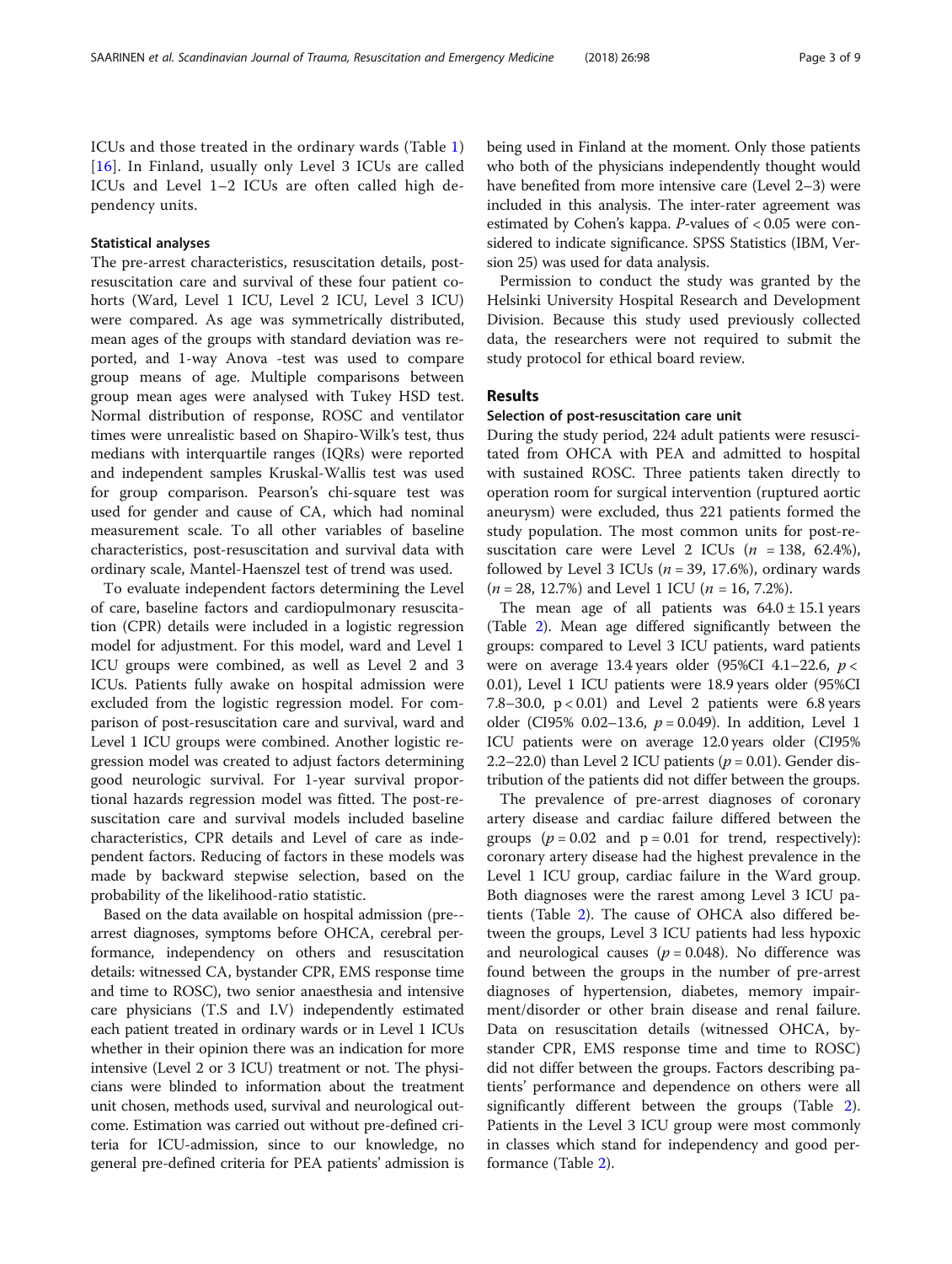ICUs and those treated in the ordinary wards (Table 1) [16]. In Finland, usually only Level 3 ICUs are called ICUs and Level 1–2 ICUs are often called high dependency units.

### Statistical analyses

The pre-arrest characteristics, resuscitation details, post-resuscitation care and survival of these four patient cohorts (Ward, Level 1 ICU, Level 2 ICU, Level 3 ICU) were compared. As age was symmetrically distributed, mean ages of the groups with standard deviation was reported, and 1-way Anova -test was used to compare group means of age. Multiple comparisons between group mean ages were analysed with Tukey HSD test. Normal distribution of response, ROSC and ventilator times were unrealistic based on Shapiro-Wilk's test, thus medians with interquartile ranges (IQRs) were reported and independent samples Kruskal-Wallis test was used for group comparison. Pearson's chi-square test was used for gender and cause of CA, which had nominal measurement scale. To all other variables of baseline characteristics, post-resuscitation and survival data with ordinary scale, Mantel-Haenszel test of trend was used.

To evaluate independent factors determining the Level of care, baseline factors and cardiopulmonary resuscitation (CPR) details were included in a logistic regression model for adjustment. For this model, ward and Level 1 ICU groups were combined, as well as Level 2 and 3 ICUs. Patients fully awake on hospital admission were excluded from the logistic regression model. For comparison of post-resuscitation care and survival, ward and Level 1 ICU groups were combined. Another logistic regression model was created to adjust factors determining good neurologic survival. For 1-year survival proportional hazards regression model was fitted. The post-resuscitation care and survival models included baseline characteristics, CPR details and Level of care as independent factors. Reducing of factors in these models was made by backward stepwise selection, based on the probability of the likelihood-ratio statistic.

Based on the data available on hospital admission (pre-arrest diagnoses, symptoms before OHCA, cerebral performance, independency on others and resuscitation details: witnessed CA, bystander CPR, EMS response time and time to ROSC), two senior anaesthesia and intensive care physicians (T.S and I.V) independently estimated each patient treated in ordinary wards or in Level 1 ICUs whether in their opinion there was an indication for more intensive (Level 2 or 3 ICU) treatment or not. The physicians were blinded to information about the treatment unit chosen, methods used, survival and neurological outcome. Estimation was carried out without pre-defined criteria for ICU-admission, since to our knowledge, no general pre-defined criteria for PEA patients' admission is being used in Finland at the moment. Only those patients who both of the physicians independently thought would have benefited from more intensive care (Level 2–3) were included in this analysis. The inter-rater agreement was estimated by Cohen's kappa. *P*-values of $< 0.05$ were considered to indicate significance. SPSS Statistics (IBM, Version 25) was used for data analysis.

Permission to conduct the study was granted by the Helsinki University Hospital Research and Development Division. Because this study used previously collected data, the researchers were not required to submit the study protocol for ethical board review.

## Results

### Selection of post-resuscitation care unit

During the study period, 224 adult patients were resuscitated from OHCA with PEA and admitted to hospital with sustained ROSC. Three patients taken directly to operation room for surgical intervention (ruptured aortic aneurysm) were excluded, thus 221 patients formed the study population. The most common units for post-resuscitation care were Level 2 ICUs ($n = 138$, 62.4%), followed by Level 3 ICUs ($n = 39$, 17.6%), ordinary wards ($n = 28$, 12.7%) and Level 1 ICU ($n = 16$, 7.2%).

The mean age of all patients was $64.0 \pm 15.1$ years (Table 2). Mean age differed significantly between the groups: compared to Level 3 ICU patients, ward patients were on average 13.4 years older (95%CI 4.1–22.6, $p < 0.01$), Level 1 ICU patients were 18.9 years older (95%CI 7.8–30.0, $p < 0.01$) and Level 2 patients were 6.8 years older (CI95% 0.02–13.6, $p = 0.049$). In addition, Level 1 ICU patients were on average 12.0 years older (CI95% 2.2–22.0) than Level 2 ICU patients ($p = 0.01$). Gender distribution of the patients did not differ between the groups.

The prevalence of pre-arrest diagnoses of coronary artery disease and cardiac failure differed between the groups ($p = 0.02$ and $p = 0.01$ for trend, respectively): coronary artery disease had the highest prevalence in the Level 1 ICU group, cardiac failure in the Ward group. Both diagnoses were the rarest among Level 3 ICU patients (Table 2). The cause of OHCA also differed between the groups, Level 3 ICU patients had less hypoxic and neurological causes ($p = 0.048$). No difference was found between the groups in the number of pre-arrest diagnoses of hypertension, diabetes, memory impairment/disorder or other brain disease and renal failure. Data on resuscitation details (witnessed OHCA, bystander CPR, EMS response time and time to ROSC) did not differ between the groups. Factors describing patients' performance and dependence on others were all significantly different between the groups (Table 2). Patients in the Level 3 ICU group were most commonly in classes which stand for independency and good performance (Table 2).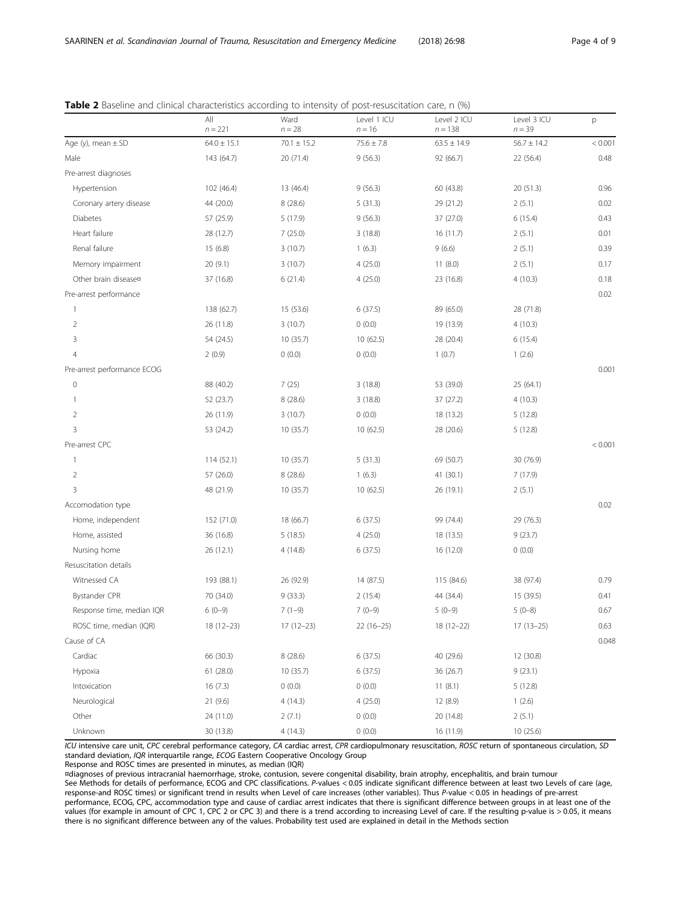**Table 2** Baseline and clinical characteristics according to intensity of post-resuscitation care, n (%)

| | All $n = 221$ | Ward $n = 28$ | Level 1 ICU $n = 16$ | Level 2 ICU $n = 138$ | Level 3 ICU $n = 39$ | p |
|---|---|---|---|---|---|---|
| Age (y), mean ± SD | 64.0 ± 15.1 | 70.1 ± 15.2 | 75.6 ± 7.8 | 63.5 ± 14.9 | 56.7 ± 14.2 | < 0.001 |
| Male | 143 (64.7) | 20 (71.4) | 9 (56.3) | 92 (66.7) | 22 (56.4) | 0.48 |
| Pre-arrest diagnoses | | | | | | |
| Hypertension | 102 (46.4) | 13 (46.4) | 9 (56.3) | 60 (43.8) | 20 (51.3) | 0.96 |
| Coronary artery disease | 44 (20.0) | 8 (28.6) | 5 (31.3) | 29 (21.2) | 2 (5.1) | 0.02 |
| Diabetes | 57 (25.9) | 5 (17.9) | 9 (56.3) | 37 (27.0) | 6 (15.4) | 0.43 |
| Heart failure | 28 (12.7) | 7 (25.0) | 3 (18.8) | 16 (11.7) | 2 (5.1) | 0.01 |
| Renal failure | 15 (6.8) | 3 (10.7) | 1 (6.3) | 9 (6.6) | 2 (5.1) | 0.39 |
| Memory impairment | 20 (9.1) | 3 (10.7) | 4 (25.0) | 11 (8.0) | 2 (5.1) | 0.17 |
| Other brain disease¤ | 37 (16.8) | 6 (21.4) | 4 (25.0) | 23 (16.8) | 4 (10.3) | 0.18 |
| Pre-arrest performance | | | | | | 0.02 |
| 1 | 138 (62.7) | 15 (53.6) | 6 (37.5) | 89 (65.0) | 28 (71.8) | |
| 2 | 26 (11.8) | 3 (10.7) | 0 (0.0) | 19 (13.9) | 4 (10.3) | |
| 3 | 54 (24.5) | 10 (35.7) | 10 (62.5) | 28 (20.4) | 6 (15.4) | |
| 4 | 2 (0.9) | 0 (0.0) | 0 (0.0) | 1 (0.7) | 1 (2.6) | |
| Pre-arrest performance ECOG | | | | | | 0.001 |
| 0 | 88 (40.2) | 7 (25) | 3 (18.8) | 53 (39.0) | 25 (64.1) | |
| 1 | 52 (23.7) | 8 (28.6) | 3 (18.8) | 37 (27.2) | 4 (10.3) | |
| 2 | 26 (11.9) | 3 (10.7) | 0 (0.0) | 18 (13.2) | 5 (12.8) | |
| 3 | 53 (24.2) | 10 (35.7) | 10 (62.5) | 28 (20.6) | 5 (12.8) | |
| Pre-arrest CPC | | | | | | < 0.001 |
| 1 | 114 (52.1) | 10 (35.7) | 5 (31.3) | 69 (50.7) | 30 (76.9) | |
| 2 | 57 (26.0) | 8 (28.6) | 1 (6.3) | 41 (30.1) | 7 (17.9) | |
| 3 | 48 (21.9) | 10 (35.7) | 10 (62.5) | 26 (19.1) | 2 (5.1) | |
| Accomodation type | | | | | | 0.02 |
| Home, independent | 152 (71.0) | 18 (66.7) | 6 (37.5) | 99 (74.4) | 29 (76.3) | |
| Home, assisted | 36 (16.8) | 5 (18.5) | 4 (25.0) | 18 (13.5) | 9 (23.7) | |
| Nursing home | 26 (12.1) | 4 (14.8) | 6 (37.5) | 16 (12.0) | 0 (0.0) | |
| Resuscitation details | | | | | | |
| Witnessed CA | 193 (88.1) | 26 (92.9) | 14 (87.5) | 115 (84.6) | 38 (97.4) | 0.79 |
| Bystander CPR | 70 (34.0) | 9 (33.3) | 2 (15.4) | 44 (34.4) | 15 (39.5) | 0.41 |
| Response time, median IQR | 6 (0–9) | 7 (1–9) | 7 (0–9) | 5 (0–9) | 5 (0–8) | 0.67 |
| ROSC time, median (IQR) | 18 (12–23) | 17 (12–23) | 22 (16–25) | 18 (12–22) | 17 (13–25) | 0.63 |
| Cause of CA | | | | | | 0.048 |
| Cardiac | 66 (30.3) | 8 (28.6) | 6 (37.5) | 40 (29.6) | 12 (30.8) | |
| Hypoxia | 61 (28.0) | 10 (35.7) | 6 (37.5) | 36 (26.7) | 9 (23.1) | |
| Intoxication | 16 (7.3) | 0 (0.0) | 0 (0.0) | 11 (8.1) | 5 (12.8) | |
| Neurological | 21 (9.6) | 4 (14.3) | 4 (25.0) | 12 (8.9) | 1 (2.6) | |
| Other | 24 (11.0) | 2 (7.1) | 0 (0.0) | 20 (14.8) | 2 (5.1) | |
| Unknown | 30 (13.8) | 4 (14.3) | 0 (0.0) | 16 (11.9) | 10 (25.6) | |

*ICU* intensive care unit, *CPC* cerebral performance category, *CA* cardiac arrest, *CPR* cardiopulmonary resuscitation, *ROSC* return of spontaneous circulation, *SD* standard deviation, *IQR* interquartile range, *ECOG* Eastern Cooperative Oncology Group

Response and ROSC times are presented in minutes, as median (IQR)

¤diagnoses of previous intracranial haemorrhage, stroke, contusion, severe congenital disability, brain atrophy, encephalitis, and brain tumour

See Methods for details of performance, ECOG and CPC classifications. *P*-values < 0.05 indicate significant difference between at least two Levels of care (age, response-and ROSC times) or significant trend in results when Level of care increases (other variables). Thus *P*-value < 0.05 in headings of pre-arrest performance, ECOG, CPC, accommodation type and cause of cardiac arrest indicates that there is significant difference between groups in at least one of the values (for example in amount of CPC 1, CPC 2 or CPC 3) and there is a trend according to increasing Level of care. If the resulting p-value is > 0.05, it means there is no significant difference between any of the values. Probability test used are explained in detail in the Methods section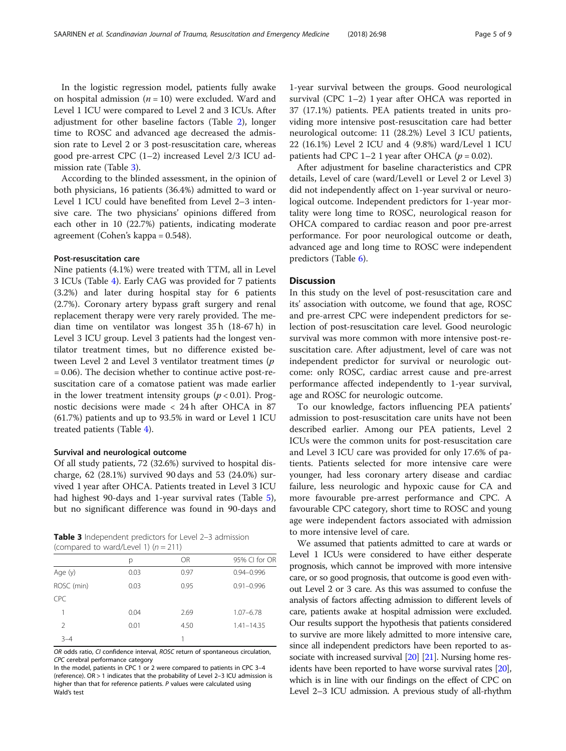In the logistic regression model, patients fully awake on hospital admission ($n = 10$) were excluded. Ward and Level 1 ICU were compared to Level 2 and 3 ICUs. After adjustment for other baseline factors (Table 2), longer time to ROSC and advanced age decreased the admission rate to Level 2 or 3 post-resuscitation care, whereas good pre-arrest CPC (1–2) increased Level 2/3 ICU admission rate (Table 3).

According to the blinded assessment, in the opinion of both physicians, 16 patients (36.4%) admitted to ward or Level 1 ICU could have benefited from Level 2–3 intensive care. The two physicians' opinions differed from each other in 10 (22.7%) patients, indicating moderate agreement (Cohen's kappa = 0.548).

### Post-resuscitation care

Nine patients (4.1%) were treated with TTM, all in Level 3 ICUs (Table 4). Early CAG was provided for 7 patients (3.2%) and later during hospital stay for 6 patients (2.7%). Coronary artery bypass graft surgery and renal replacement therapy were very rarely provided. The median time on ventilator was longest 35 h (18-67 h) in Level 3 ICU group. Level 3 patients had the longest ventilator treatment times, but no difference existed between Level 2 and Level 3 ventilator treatment times ($p = 0.06$). The decision whether to continue active post-resuscitation care of a comatose patient was made earlier in the lower treatment intensity groups ($p < 0.01$). Prognostic decisions were made < 24 h after OHCA in 87 (61.7%) patients and up to 93.5% in ward or Level 1 ICU treated patients (Table 4).

### Survival and neurological outcome

Of all study patients, 72 (32.6%) survived to hospital discharge, 62 (28.1%) survived 90 days and 53 (24.0%) survived 1 year after OHCA. Patients treated in Level 3 ICU had highest 90-days and 1-year survival rates (Table 5), but no significant difference was found in 90-days and 1-year survival between the groups. Good neurological survival (CPC 1–2) 1 year after OHCA was reported in 37 (17.1%) patients. PEA patients treated in units providing more intensive post-resuscitation care had better neurological outcome: 11 (28.2%) Level 3 ICU patients, 22 (16.1%) Level 2 ICU and 4 (9.8%) ward/Level 1 ICU patients had CPC 1–2 1 year after OHCA ($p = 0.02$).

After adjustment for baseline characteristics and CPR details, Level of care (ward/Level1 or Level 2 or Level 3) did not independently affect on 1-year survival or neurological outcome. Independent predictors for 1-year mortality were long time to ROSC, neurological reason for OHCA compared to cardiac reason and poor pre-arrest performance. For poor neurological outcome or death, advanced age and long time to ROSC were independent predictors (Table 6).

**Table 3** Independent predictors for Level 2–3 admission (compared to ward/Level 1) ($n = 211$)

| | p | OR | 95% CI for OR |
|---|---|---|---|
| Age (y) | 0.03 | 0.97 | 0.94–0.996 |
| ROSC (min) | 0.03 | 0.95 | 0.91–0.996 |
| CPC | | | |
| 1 | 0.04 | 2.69 | 1.07–6.78 |
| 2 | 0.01 | 4.50 | 1.41–14.35 |
| 3–4 | | 1 | |

*OR* odds ratio, *CI* confidence interval, *ROSC* return of spontaneous circulation, *CPC* cerebral performance category

In the model, patients in CPC 1 or 2 were compared to patients in CPC 3–4 (reference). OR > 1 indicates that the probability of Level 2–3 ICU admission is higher than that for reference patients. P values were calculated using Wald's test

## Discussion

In this study on the level of post-resuscitation care and its' association with outcome, we found that age, ROSC and pre-arrest CPC were independent predictors for selection of post-resuscitation care level. Good neurologic survival was more common with more intensive post-resuscitation care. After adjustment, level of care was not independent predictor for survival or neurologic outcome: only ROSC, cardiac arrest cause and pre-arrest performance affected independently to 1-year survival, age and ROSC for neurologic outcome.

To our knowledge, factors influencing PEA patients' admission to post-resuscitation care units have not been described earlier. Among our PEA patients, Level 2 ICUs were the common units for post-resuscitation care and Level 3 ICU care was provided for only 17.6% of patients. Patients selected for more intensive care were younger, had less coronary artery disease and cardiac failure, less neurologic and hypoxic cause for CA and more favourable pre-arrest performance and CPC. A favourable CPC category, short time to ROSC and young age were independent factors associated with admission to more intensive level of care.

We assumed that patients admitted to care at wards or Level 1 ICUs were considered to have either desperate prognosis, which cannot be improved with more intensive care, or so good prognosis, that outcome is good even without Level 2 or 3 care. As this was assumed to confuse the analysis of factors affecting admission to different levels of care, patients awake at hospital admission were excluded. Our results support the hypothesis that patients considered to survive are more likely admitted to more intensive care, since all independent predictors have been reported to associate with increased survival [20] [21]. Nursing home residents have been reported to have worse survival rates [20], which is in line with our findings on the effect of CPC on Level 2–3 ICU admission. A previous study of all-rhythm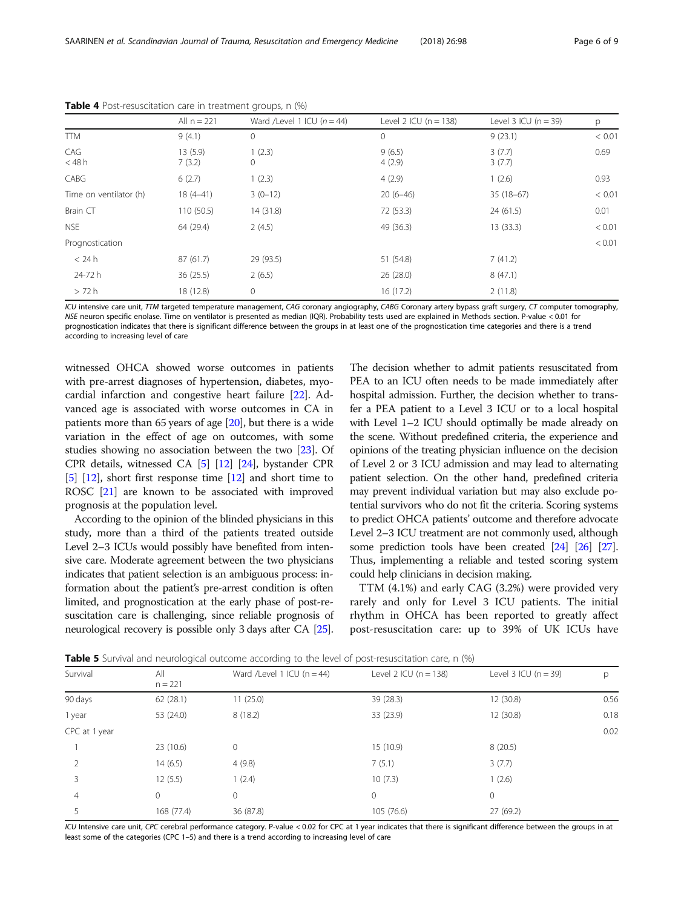**Table 4** Post-resuscitation care in treatment groups, n (%)

|  | All n = 221 | Ward /Level 1 ICU (n = 44) | Level 2 ICU (n = 138) | Level 3 ICU (n = 39) | p |
|---|---|---|---|---|---|
| TTM | 9 (4.1) | 0 | 0 | 9 (23.1) | < 0.01 |
| CAG | 13 (5.9) | 1 (2.3) | 9 (6.5) | 3 (7.7) | 0.69 |
| < 48 h | 7 (3.2) | 0 | 4 (2.9) | 3 (7.7) |  |
| CABG | 6 (2.7) | 1 (2.3) | 4 (2.9) | 1 (2.6) | 0.93 |
| Time on ventilator (h) | 18 (4–41) | 3 (0–12) | 20 (6–46) | 35 (18–67) | < 0.01 |
| Brain CT | 110 (50.5) | 14 (31.8) | 72 (53.3) | 24 (61.5) | 0.01 |
| NSE | 64 (29.4) | 2 (4.5) | 49 (36.3) | 13 (33.3) | < 0.01 |
| Prognostication |  |  |  |  | < 0.01 |
| < 24 h | 87 (61.7) | 29 (93.5) | 51 (54.8) | 7 (41.2) |  |
| 24-72 h | 36 (25.5) | 2 (6.5) | 26 (28.0) | 8 (47.1) |  |
| > 72 h | 18 (12.8) | 0 | 16 (17.2) | 2 (11.8) |  |

*ICU* intensive care unit, *TTM* targeted temperature management, *CAG* coronary angiography, *CABG* Coronary artery bypass graft surgery, *CT* computer tomography, *NSE* neuron specific enolase. Time on ventilator is presented as median (IQR). Probability tests used are explained in Methods section. P-value < 0.01 for prognostication indicates that there is significant difference between the groups in at least one of the prognostication time categories and there is a trend according to increasing level of care

witnessed OHCA showed worse outcomes in patients with pre-arrest diagnoses of hypertension, diabetes, myocardial infarction and congestive heart failure [22]. Advanced age is associated with worse outcomes in CA in patients more than 65 years of age [20], but there is a wide variation in the effect of age on outcomes, with some studies showing no association between the two [23]. Of CPR details, witnessed CA [5] [12] [24], bystander CPR [5] [12], short first response time [12] and short time to ROSC [21] are known to be associated with improved prognosis at the population level.

According to the opinion of the blinded physicians in this study, more than a third of the patients treated outside Level 2–3 ICUs would possibly have benefited from intensive care. Moderate agreement between the two physicians indicates that patient selection is an ambiguous process: information about the patient's pre-arrest condition is often limited, and prognostication at the early phase of post-resuscitation care is challenging, since reliable prognosis of neurological recovery is possible only 3 days after CA [25].

The decision whether to admit patients resuscitated from PEA to an ICU often needs to be made immediately after hospital admission. Further, the decision whether to transfer a PEA patient to a Level 3 ICU or to a local hospital with Level 1–2 ICU should optimally be made already on the scene. Without predefined criteria, the experience and opinions of the treating physician influence on the decision of Level 2 or 3 ICU admission and may lead to alternating patient selection. On the other hand, predefined criteria may prevent individual variation but may also exclude potential survivors who do not fit the criteria. Scoring systems to predict OHCA patients' outcome and therefore advocate Level 2–3 ICU treatment are not commonly used, although some prediction tools have been created [24] [26] [27]. Thus, implementing a reliable and tested scoring system could help clinicians in decision making.

TTM (4.1%) and early CAG (3.2%) were provided very rarely and only for Level 3 ICU patients. The initial rhythm in OHCA has been reported to greatly affect post-resuscitation care: up to 39% of UK ICUs have

**Table 5** Survival and neurological outcome according to the level of post-resuscitation care, n (%)

| Survival | All n = 221 | Ward /Level 1 ICU (n = 44) | Level 2 ICU (n = 138) | Level 3 ICU (n = 39) | p |
|---|---|---|---|---|---|
| 90 days | 62 (28.1) | 11 (25.0) | 39 (28.3) | 12 (30.8) | 0.56 |
| 1 year | 53 (24.0) | 8 (18.2) | 33 (23.9) | 12 (30.8) | 0.18 |
| CPC at 1 year |  |  |  |  | 0.02 |
| 1 | 23 (10.6) | 0 | 15 (10.9) | 8 (20.5) |  |
| 2 | 14 (6.5) | 4 (9.8) | 7 (5.1) | 3 (7.7) |  |
| 3 | 12 (5.5) | 1 (2.4) | 10 (7.3) | 1 (2.6) |  |
| 4 | 0 | 0 | 0 | 0 |  |
| 5 | 168 (77.4) | 36 (87.8) | 105 (76.6) | 27 (69.2) |  |

*ICU* Intensive care unit, *CPC* cerebral performance category. P-value < 0.02 for CPC at 1 year indicates that there is significant difference between the groups in at least some of the categories (CPC 1–5) and there is a trend according to increasing level of care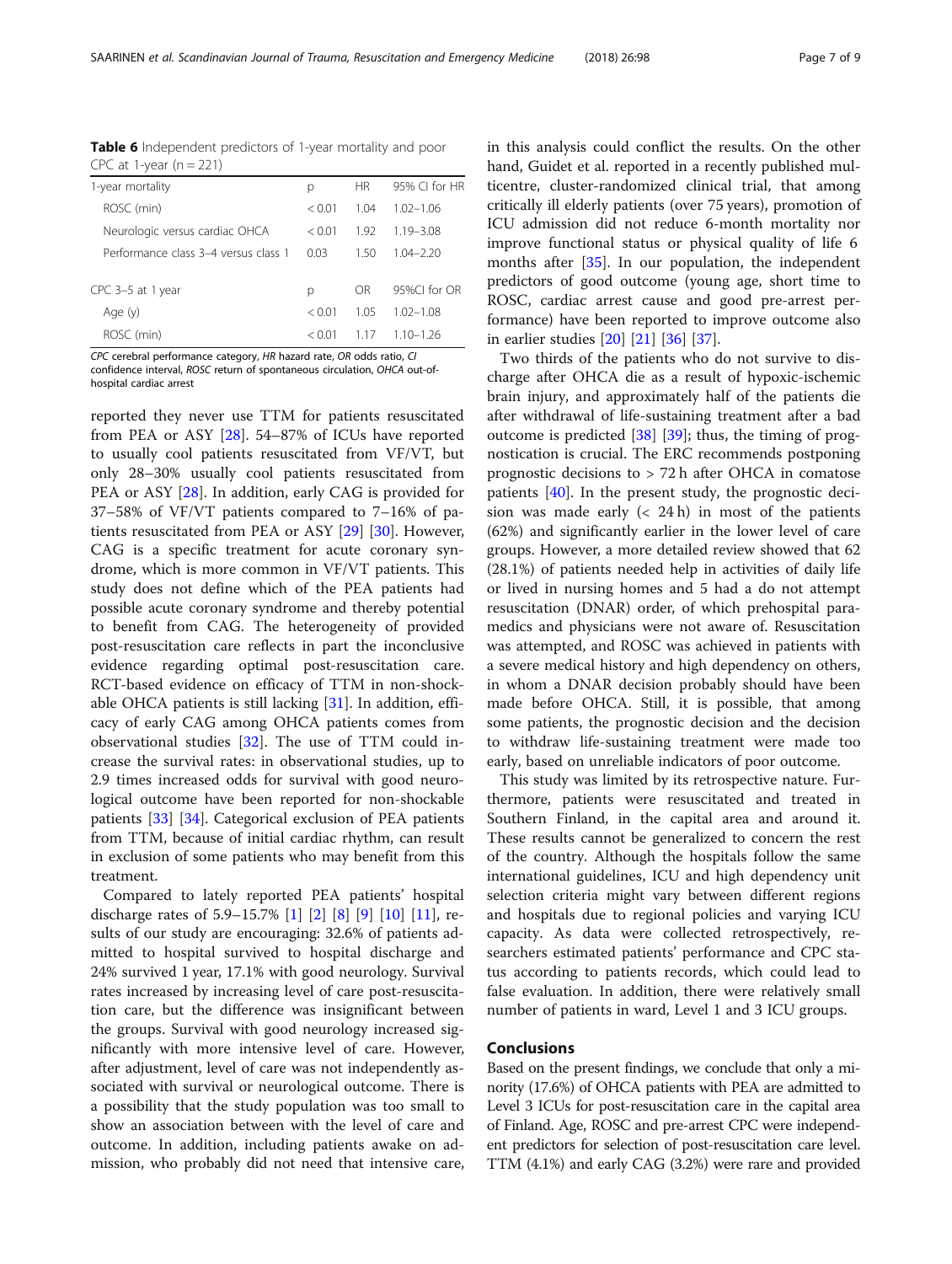**Table 6** Independent predictors of 1-year mortality and poor CPC at 1-year (n = 221)

| 1-year mortality | p | HR | 95% CI for HR |
|---|---|---|---|
| ROSC (min) | < 0.01 | 1.04 | 1.02–1.06 |
| Neurologic versus cardiac OHCA | < 0.01 | 1.92 | 1.19–3.08 |
| Performance class 3–4 versus class 1 | 0.03 | 1.50 | 1.04–2.20 |
| **CPC 3–5 at 1 year** | **p** | **OR** | **95%CI for OR** |
| Age (y) | < 0.01 | 1.05 | 1.02–1.08 |
| ROSC (min) | < 0.01 | 1.17 | 1.10–1.26 |

*CPC* cerebral performance category, *HR* hazard rate, *OR* odds ratio, *CI* confidence interval, *ROSC* return of spontaneous circulation, *OHCA* out-of-hospital cardiac arrest

reported they never use TTM for patients resuscitated from PEA or ASY [28]. 54–87% of ICUs have reported to usually cool patients resuscitated from VF/VT, but only 28–30% usually cool patients resuscitated from PEA or ASY [28]. In addition, early CAG is provided for 37–58% of VF/VT patients compared to 7–16% of patients resuscitated from PEA or ASY [29] [30]. However, CAG is a specific treatment for acute coronary syndrome, which is more common in VF/VT patients. This study does not define which of the PEA patients had possible acute coronary syndrome and thereby potential to benefit from CAG. The heterogeneity of provided post-resuscitation care reflects in part the inconclusive evidence regarding optimal post-resuscitation care. RCT-based evidence on efficacy of TTM in non-shockable OHCA patients is still lacking [31]. In addition, efficacy of early CAG among OHCA patients comes from observational studies [32]. The use of TTM could increase the survival rates: in observational studies, up to 2.9 times increased odds for survival with good neurological outcome have been reported for non-shockable patients [33] [34]. Categorical exclusion of PEA patients from TTM, because of initial cardiac rhythm, can result in exclusion of some patients who may benefit from this treatment.

Compared to lately reported PEA patients' hospital discharge rates of 5.9–15.7% [1] [2] [8] [9] [10] [11], results of our study are encouraging: 32.6% of patients admitted to hospital survived to hospital discharge and 24% survived 1 year, 17.1% with good neurology. Survival rates increased by increasing level of care post-resuscitation care, but the difference was insignificant between the groups. Survival with good neurology increased significantly with more intensive level of care. However, after adjustment, level of care was not independently associated with survival or neurological outcome. There is a possibility that the study population was too small to show an association between with the level of care and outcome. In addition, including patients awake on admission, who probably did not need that intensive care, in this analysis could conflict the results. On the other hand, Guidet et al. reported in a recently published multicentre, cluster-randomized clinical trial, that among critically ill elderly patients (over 75 years), promotion of ICU admission did not reduce 6-month mortality nor improve functional status or physical quality of life 6 months after [35]. In our population, the independent predictors of good outcome (young age, short time to ROSC, cardiac arrest cause and good pre-arrest performance) have been reported to improve outcome also in earlier studies [20] [21] [36] [37].

Two thirds of the patients who do not survive to discharge after OHCA die as a result of hypoxic-ischemic brain injury, and approximately half of the patients die after withdrawal of life-sustaining treatment after a bad outcome is predicted [38] [39]; thus, the timing of prognostication is crucial. The ERC recommends postponing prognostic decisions to > 72 h after OHCA in comatose patients [40]. In the present study, the prognostic decision was made early (< 24 h) in most of the patients (62%) and significantly earlier in the lower level of care groups. However, a more detailed review showed that 62 (28.1%) of patients needed help in activities of daily life or lived in nursing homes and 5 had a do not attempt resuscitation (DNAR) order, of which prehospital paramedics and physicians were not aware of. Resuscitation was attempted, and ROSC was achieved in patients with a severe medical history and high dependency on others, in whom a DNAR decision probably should have been made before OHCA. Still, it is possible, that among some patients, the prognostic decision and the decision to withdraw life-sustaining treatment were made too early, based on unreliable indicators of poor outcome.

This study was limited by its retrospective nature. Furthermore, patients were resuscitated and treated in Southern Finland, in the capital area and around it. These results cannot be generalized to concern the rest of the country. Although the hospitals follow the same international guidelines, ICU and high dependency unit selection criteria might vary between different regions and hospitals due to regional policies and varying ICU capacity. As data were collected retrospectively, researchers estimated patients' performance and CPC status according to patients records, which could lead to false evaluation. In addition, there were relatively small number of patients in ward, Level 1 and 3 ICU groups.

## Conclusions

Based on the present findings, we conclude that only a minority (17.6%) of OHCA patients with PEA are admitted to Level 3 ICUs for post-resuscitation care in the capital area of Finland. Age, ROSC and pre-arrest CPC were independent predictors for selection of post-resuscitation care level. TTM (4.1%) and early CAG (3.2%) were rare and provided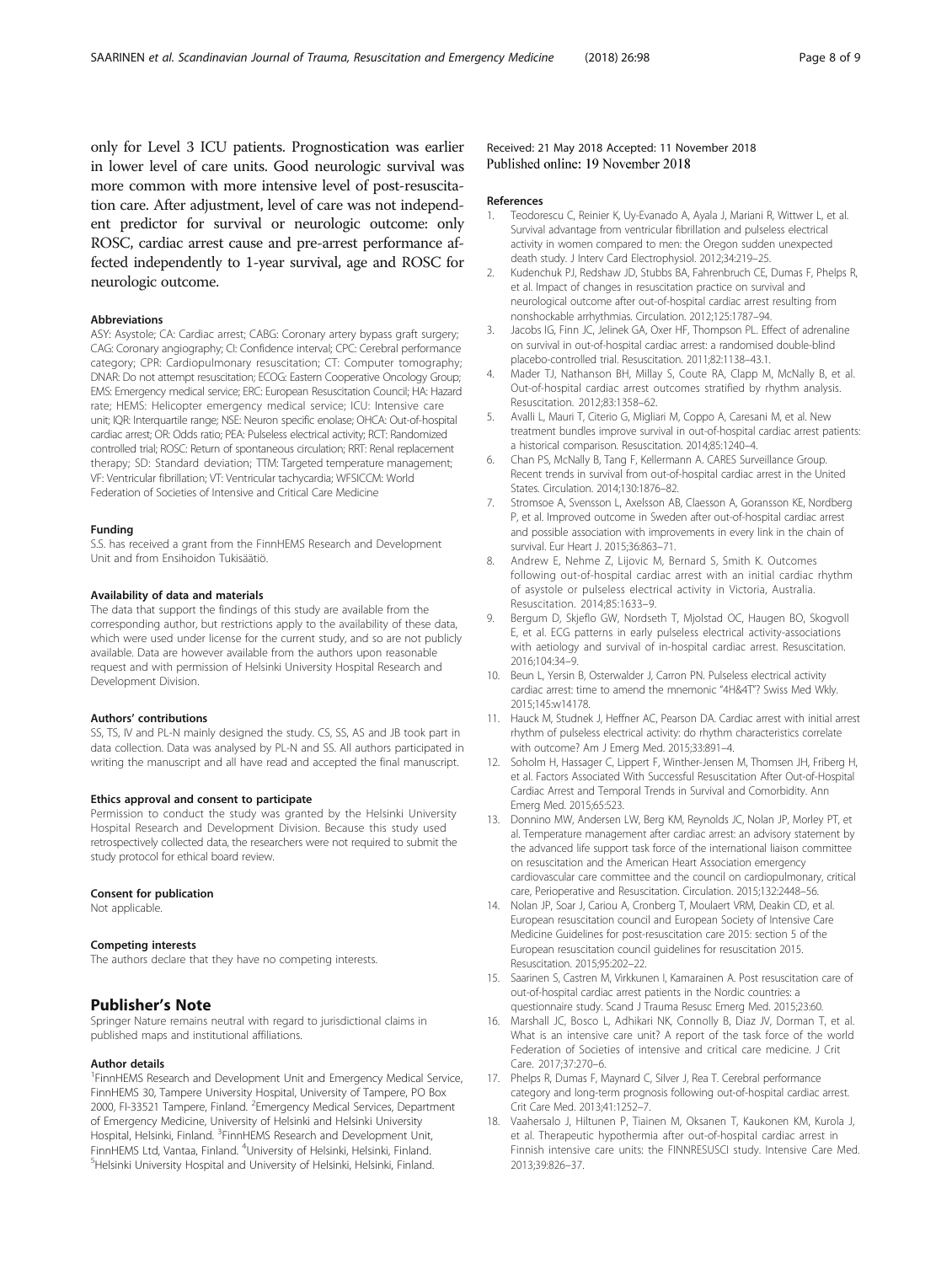only for Level 3 ICU patients. Prognostication was earlier in lower level of care units. Good neurologic survival was more common with more intensive level of post-resuscitation care. After adjustment, level of care was not independent predictor for survival or neurologic outcome: only ROSC, cardiac arrest cause and pre-arrest performance affected independently to 1-year survival, age and ROSC for neurologic outcome.

#### Abbreviations

ASY: Asystole; CA: Cardiac arrest; CABG: Coronary artery bypass graft surgery; CAG: Coronary angiography; CI: Confidence interval; CPC: Cerebral performance category; CPR: Cardiopulmonary resuscitation; CT: Computer tomography; DNAR: Do not attempt resuscitation; ECOG: Eastern Cooperative Oncology Group; EMS: Emergency medical service; ERC: European Resuscitation Council; HA: Hazard rate; HEMS: Helicopter emergency medical service; ICU: Intensive care unit; IQR: Interquartile range; NSE: Neuron specific enolase; OHCA: Out-of-hospital cardiac arrest; OR: Odds ratio; PEA: Pulseless electrical activity; RCT: Randomized controlled trial; ROSC: Return of spontaneous circulation; RRT: Renal replacement therapy; SD: Standard deviation; TTM: Targeted temperature management; VF: Ventricular fibrillation; VT: Ventricular tachycardia; WFSICCM: World Federation of Societies of Intensive and Critical Care Medicine

#### Funding

S.S. has received a grant from the FinnHEMS Research and Development Unit and from Ensihoidon Tukisäätiö.

#### Availability of data and materials

The data that support the findings of this study are available from the corresponding author, but restrictions apply to the availability of these data, which were used under license for the current study, and so are not publicly available. Data are however available from the authors upon reasonable request and with permission of Helsinki University Hospital Research and Development Division.

#### Authors' contributions

SS, TS, IV and PL-N mainly designed the study. CS, SS, AS and JB took part in data collection. Data was analysed by PL-N and SS. All authors participated in writing the manuscript and all have read and accepted the final manuscript.

#### Ethics approval and consent to participate

Permission to conduct the study was granted by the Helsinki University Hospital Research and Development Division. Because this study used retrospectively collected data, the researchers were not required to submit the study protocol for ethical board review.

#### Consent for publication

Not applicable.

#### Competing interests

The authors declare that they have no competing interests.

## Publisher's Note

Springer Nature remains neutral with regard to jurisdictional claims in published maps and institutional affiliations.

#### Author details

[1]FinnHEMS Research and Development Unit and Emergency Medical Service, FinnHEMS 30, Tampere University Hospital, University of Tampere, PO Box 2000, FI-33521 Tampere, Finland. [2]Emergency Medical Services, Department of Emergency Medicine, University of Helsinki and Helsinki University Hospital, Helsinki, Finland. [3]FinnHEMS Research and Development Unit, FinnHEMS Ltd, Vantaa, Finland. [4]University of Helsinki, Helsinki, Finland. [5]Helsinki University Hospital and University of Helsinki, Helsinki, Finland.

Received: 21 May 2018 Accepted: 11 November 2018
Published online: 19 November 2018

#### References

1. Teodorescu C, Reinier K, Uy-Evanado A, Ayala J, Mariani R, Wittwer L, et al. Survival advantage from ventricular fibrillation and pulseless electrical activity in women compared to men: the Oregon sudden unexpected death study. J Interv Card Electrophysiol. 2012;34:219–25.
2. Kudenchuk PJ, Redshaw JD, Stubbs BA, Fahrenbruch CE, Dumas F, Phelps R, et al. Impact of changes in resuscitation practice on survival and neurological outcome after out-of-hospital cardiac arrest resulting from nonshockable arrhythmias. Circulation. 2012;125:1787–94.
3. Jacobs IG, Finn JC, Jelinek GA, Oxer HF, Thompson PL. Effect of adrenaline on survival in out-of-hospital cardiac arrest: a randomised double-blind placebo-controlled trial. Resuscitation. 2011;82:1138–43.1.
4. Mader TJ, Nathanson BH, Millay S, Coute RA, Clapp M, McNally B, et al. Out-of-hospital cardiac arrest outcomes stratified by rhythm analysis. Resuscitation. 2012;83:1358–62.
5. Avalli L, Mauri T, Citerio G, Migliari M, Coppo A, Caresani M, et al. New treatment bundles improve survival in out-of-hospital cardiac arrest patients: a historical comparison. Resuscitation. 2014;85:1240–4.
6. Chan PS, McNally B, Tang F, Kellermann A. CARES Surveillance Group. Recent trends in survival from out-of-hospital cardiac arrest in the United States. Circulation. 2014;130:1876–82.
7. Stromsoe A, Svensson L, Axelsson AB, Claesson A, Goransson KE, Nordberg P, et al. Improved outcome in Sweden after out-of-hospital cardiac arrest and possible association with improvements in every link in the chain of survival. Eur Heart J. 2015;36:863–71.
8. Andrew E, Nehme Z, Lijovic M, Bernard S, Smith K. Outcomes following out-of-hospital cardiac arrest with an initial cardiac rhythm of asystole or pulseless electrical activity in Victoria, Australia. Resuscitation. 2014;85:1633–9.
9. Bergum D, Skjeflo GW, Nordseth T, Mjolstad OC, Haugen BO, Skogvoll E, et al. ECG patterns in early pulseless electrical activity-associations with aetiology and survival of in-hospital cardiac arrest. Resuscitation. 2016;104:34–9.
10. Beun L, Yersin B, Osterwalder J, Carron PN. Pulseless electrical activity cardiac arrest: time to amend the mnemonic "4H&4T"? Swiss Med Wkly. 2015;145:w14178.
11. Hauck M, Studnek J, Heffner AC, Pearson DA. Cardiac arrest with initial arrest rhythm of pulseless electrical activity: do rhythm characteristics correlate with outcome? Am J Emerg Med. 2015;33:891–4.
12. Soholm H, Hassager C, Lippert F, Winther-Jensen M, Thomsen JH, Friberg H, et al. Factors Associated With Successful Resuscitation After Out-of-Hospital Cardiac Arrest and Temporal Trends in Survival and Comorbidity. Ann Emerg Med. 2015;65:523.
13. Donnino MW, Andersen LW, Berg KM, Reynolds JC, Nolan JP, Morley PT, et al. Temperature management after cardiac arrest: an advisory statement by the advanced life support task force of the international liaison committee on resuscitation and the American Heart Association emergency cardiovascular care committee and the council on cardiopulmonary, critical care, Perioperative and Resuscitation. Circulation. 2015;132:2448–56.
14. Nolan JP, Soar J, Cariou A, Cronberg T, Moulaert VRM, Deakin CD, et al. European resuscitation council and European Society of Intensive Care Medicine Guidelines for post-resuscitation care 2015: section 5 of the European resuscitation council guidelines for resuscitation 2015. Resuscitation. 2015;95:202–22.
15. Saarinen S, Castren M, Virkkunen I, Kamarainen A. Post resuscitation care of out-of-hospital cardiac arrest patients in the Nordic countries: a questionnaire study. Scand J Trauma Resusc Emerg Med. 2015;23:60.
16. Marshall JC, Bosco L, Adhikari NK, Connolly B, Diaz JV, Dorman T, et al. What is an intensive care unit? A report of the task force of the world Federation of Societies of intensive and critical care medicine. J Crit Care. 2017;37:270–6.
17. Phelps R, Dumas F, Maynard C, Silver J, Rea T. Cerebral performance category and long-term prognosis following out-of-hospital cardiac arrest. Crit Care Med. 2013;41:1252–7.
18. Vaahersalo J, Hiltunen P, Tiainen M, Oksanen T, Kaukonen KM, Kurola J, et al. Therapeutic hypothermia after out-of-hospital cardiac arrest in Finnish intensive care units: the FINNRESUSCI study. Intensive Care Med. 2013;39:826–37.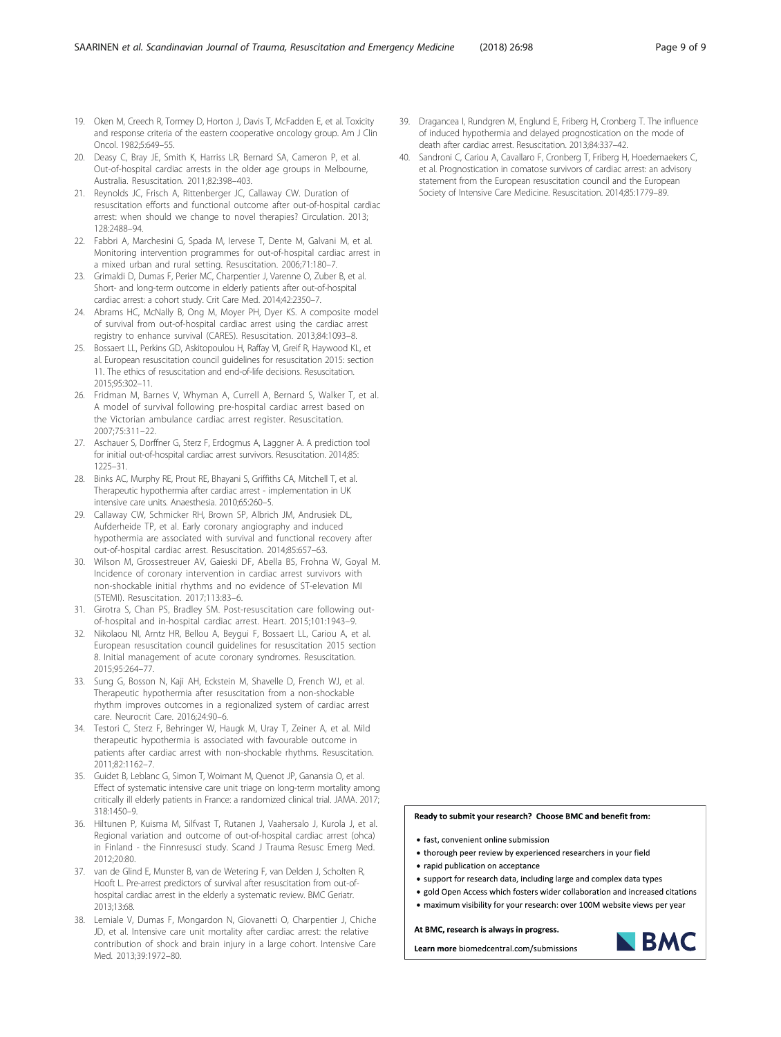19. Oken M, Creech R, Tormey D, Horton J, Davis T, McFadden E, et al. Toxicity and response criteria of the eastern cooperative oncology group. Am J Clin Oncol. 1982;5:649–55.
20. Deasy C, Bray JE, Smith K, Harriss LR, Bernard SA, Cameron P, et al. Out-of-hospital cardiac arrests in the older age groups in Melbourne, Australia. Resuscitation. 2011;82:398–403.
21. Reynolds JC, Frisch A, Rittenberger JC, Callaway CW. Duration of resuscitation efforts and functional outcome after out-of-hospital cardiac arrest: when should we change to novel therapies? Circulation. 2013; 128:2488–94.
22. Fabbri A, Marchesini G, Spada M, Iervese T, Dente M, Galvani M, et al. Monitoring intervention programmes for out-of-hospital cardiac arrest in a mixed urban and rural setting. Resuscitation. 2006;71:180–7.
23. Grimaldi D, Dumas F, Perier MC, Charpentier J, Varenne O, Zuber B, et al. Short- and long-term outcome in elderly patients after out-of-hospital cardiac arrest: a cohort study. Crit Care Med. 2014;42:2350–7.
24. Abrams HC, McNally B, Ong M, Moyer PH, Dyer KS. A composite model of survival from out-of-hospital cardiac arrest using the cardiac arrest registry to enhance survival (CARES). Resuscitation. 2013;84:1093–8.
25. Bossaert LL, Perkins GD, Askitopoulou H, Raffay VI, Greif R, Haywood KL, et al. European resuscitation council guidelines for resuscitation 2015: section 11. The ethics of resuscitation and end-of-life decisions. Resuscitation. 2015;95:302–11.
26. Fridman M, Barnes V, Whyman A, Currell A, Bernard S, Walker T, et al. A model of survival following pre-hospital cardiac arrest based on the Victorian ambulance cardiac arrest register. Resuscitation. 2007;75:311–22.
27. Aschauer S, Dorffner G, Sterz F, Erdogmus A, Laggner A. A prediction tool for initial out-of-hospital cardiac arrest survivors. Resuscitation. 2014;85: 1225–31.
28. Binks AC, Murphy RE, Prout RE, Bhayani S, Griffiths CA, Mitchell T, et al. Therapeutic hypothermia after cardiac arrest - implementation in UK intensive care units. Anaesthesia. 2010;65:260–5.
29. Callaway CW, Schmicker RH, Brown SP, Albrich JM, Andrusiek DL, Aufderheide TP, et al. Early coronary angiography and induced hypothermia are associated with survival and functional recovery after out-of-hospital cardiac arrest. Resuscitation. 2014;85:657–63.
30. Wilson M, Grossestreuer AV, Gaieski DF, Abella BS, Frohna W, Goyal M. Incidence of coronary intervention in cardiac arrest survivors with non-shockable initial rhythms and no evidence of ST-elevation MI (STEMI). Resuscitation. 2017;113:83–6.
31. Girotra S, Chan PS, Bradley SM. Post-resuscitation care following out-of-hospital and in-hospital cardiac arrest. Heart. 2015;101:1943–9.
32. Nikolaou NI, Arntz HR, Bellou A, Beygui F, Bossaert LL, Cariou A, et al. European resuscitation council guidelines for resuscitation 2015 section 8. Initial management of acute coronary syndromes. Resuscitation. 2015;95:264–77.
33. Sung G, Bosson N, Kaji AH, Eckstein M, Shavelle D, French WJ, et al. Therapeutic hypothermia after resuscitation from a non-shockable rhythm improves outcomes in a regionalized system of cardiac arrest care. Neurocrit Care. 2016;24:90–6.
34. Testori C, Sterz F, Behringer W, Haugk M, Uray T, Zeiner A, et al. Mild therapeutic hypothermia is associated with favourable outcome in patients after cardiac arrest with non-shockable rhythms. Resuscitation. 2011;82:1162–7.
35. Guidet B, Leblanc G, Simon T, Woimant M, Quenot JP, Ganansia O, et al. Effect of systematic intensive care unit triage on long-term mortality among critically ill elderly patients in France: a randomized clinical trial. JAMA. 2017; 318:1450–9.
36. Hiltunen P, Kuisma M, Silfvast T, Rutanen J, Vaahersalo J, Kurola J, et al. Regional variation and outcome of out-of-hospital cardiac arrest (ohca) in Finland - the Finnresusci study. Scand J Trauma Resusc Emerg Med. 2012;20:80.
37. van de Glind E, Munster B, van de Wetering F, van Delden J, Scholten R, Hooft L. Pre-arrest predictors of survival after resuscitation from out-of-hospital cardiac arrest in the elderly a systematic review. BMC Geriatr. 2013;13:68.
38. Lemiale V, Dumas F, Mongardon N, Giovanetti O, Charpentier J, Chiche JD, et al. Intensive care unit mortality after cardiac arrest: the relative contribution of shock and brain injury in a large cohort. Intensive Care Med. 2013;39:1972–80.
39. Dragancea I, Rundgren M, Englund E, Friberg H, Cronberg T. The influence of induced hypothermia and delayed prognostication on the mode of death after cardiac arrest. Resuscitation. 2013;84:337–42.
40. Sandroni C, Cariou A, Cavallaro F, Cronberg T, Friberg H, Hoedemaekers C, et al. Prognostication in comatose survivors of cardiac arrest: an advisory statement from the European resuscitation council and the European Society of Intensive Care Medicine. Resuscitation. 2014;85:1779–89.

**Ready to submit your research? Choose BMC and benefit from:**

- fast, convenient online submission
- thorough peer review by experienced researchers in your field
- rapid publication on acceptance
- support for research data, including large and complex data types
- gold Open Access which fosters wider collaboration and increased citations
- maximum visibility for your research: over 100M website views per year

**At BMC, research is always in progress.**

**Learn more** biomedcentral.com/submissions

BMC